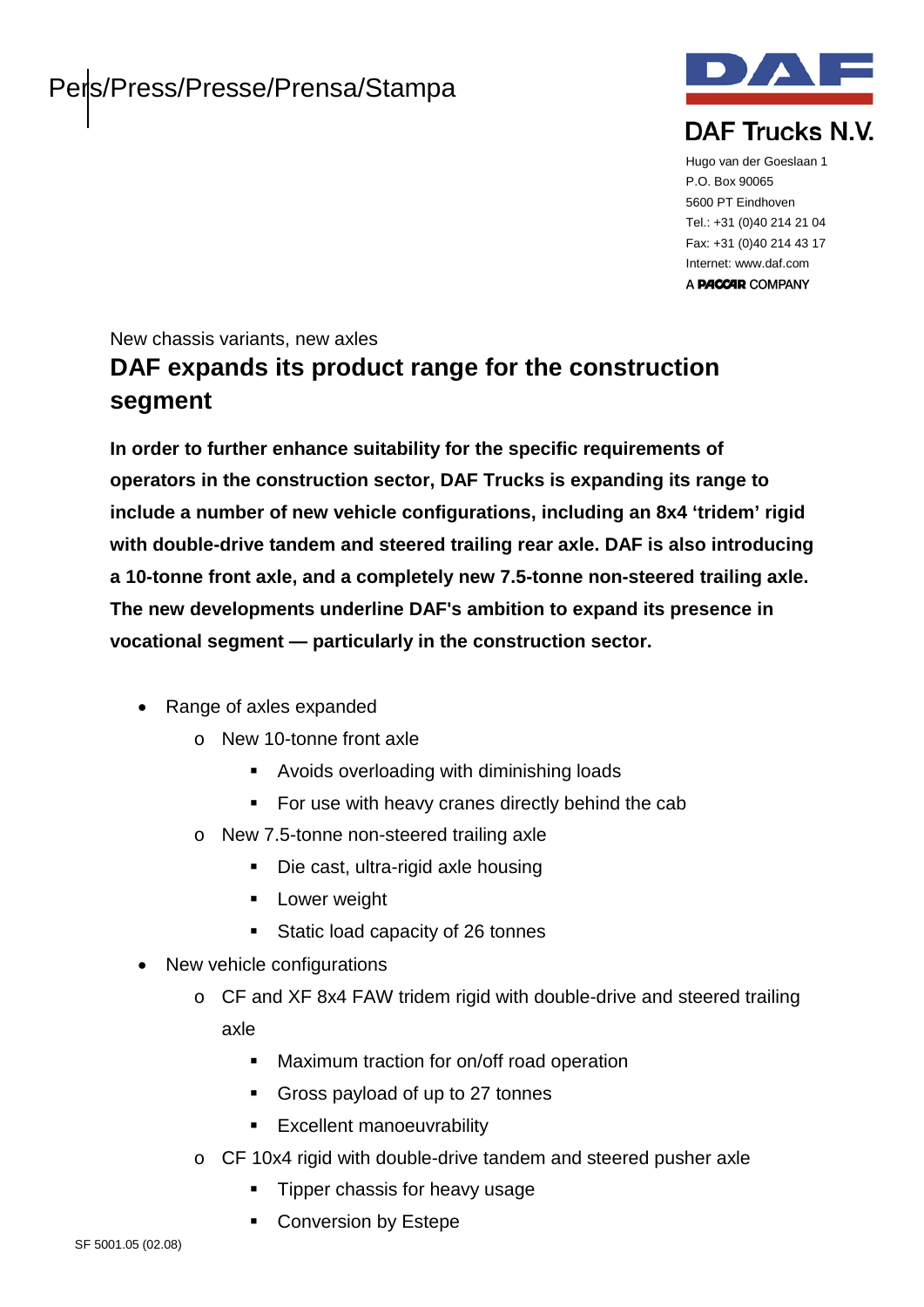Pers/Press/Presse/Prensa/Stampa

DAF Trucks N.V.

Hugo van der Goeslaan 1
P.O. Box 90065
5600 PT Eindhoven
Tel.: +31 (0)40 214 21 04
Fax: +31 (0)40 214 43 17
Internet: www.daf.com
A PACCAR COMPANY

New chassis variants, new axles

# DAF expands its product range for the construction segment

**In order to further enhance suitability for the specific requirements of operators in the construction sector, DAF Trucks is expanding its range to include a number of new vehicle configurations, including an 8x4 'tridem' rigid with double-drive tandem and steered trailing rear axle. DAF is also introducing a 10-tonne front axle, and a completely new 7.5-tonne non-steered trailing axle. The new developments underline DAF's ambition to expand its presence in vocational segment — particularly in the construction sector.**

- Range of axles expanded
  - New 10-tonne front axle
    - Avoids overloading with diminishing loads
    - For use with heavy cranes directly behind the cab
  - New 7.5-tonne non-steered trailing axle
    - Die cast, ultra-rigid axle housing
    - Lower weight
    - Static load capacity of 26 tonnes
- New vehicle configurations
  - CF and XF 8x4 FAW tridem rigid with double-drive and steered trailing axle
    - Maximum traction for on/off road operation
    - Gross payload of up to 27 tonnes
    - Excellent manoeuvrability
  - CF 10x4 rigid with double-drive tandem and steered pusher axle
    - Tipper chassis for heavy usage
    - Conversion by Estepe

SF 5001.05 (02.08)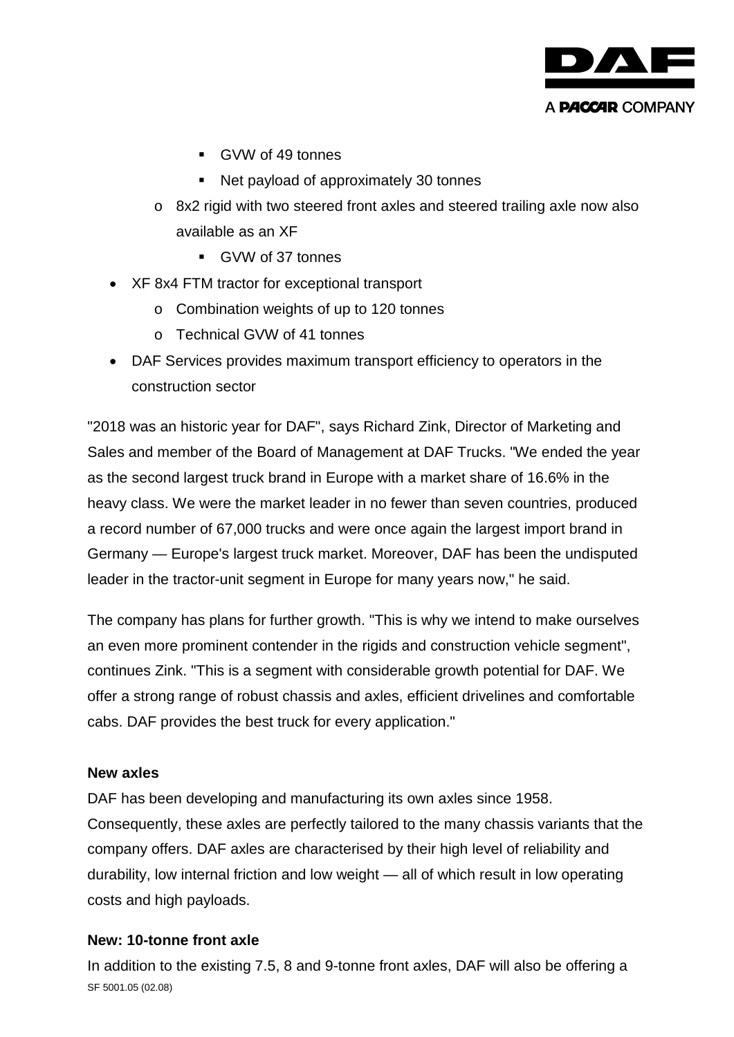- GVW of 49 tonnes
        - Net payload of approximately 30 tonnes
    - 8x2 rigid with two steered front axles and steered trailing axle now also available as an XF
        - GVW of 37 tonnes
- XF 8x4 FTM tractor for exceptional transport
    - Combination weights of up to 120 tonnes
    - Technical GVW of 41 tonnes
- DAF Services provides maximum transport efficiency to operators in the construction sector

"2018 was an historic year for DAF", says Richard Zink, Director of Marketing and Sales and member of the Board of Management at DAF Trucks. "We ended the year as the second largest truck brand in Europe with a market share of 16.6% in the heavy class. We were the market leader in no fewer than seven countries, produced a record number of 67,000 trucks and were once again the largest import brand in Germany — Europe's largest truck market. Moreover, DAF has been the undisputed leader in the tractor-unit segment in Europe for many years now," he said.

The company has plans for further growth. "This is why we intend to make ourselves an even more prominent contender in the rigids and construction vehicle segment", continues Zink. "This is a segment with considerable growth potential for DAF. We offer a strong range of robust chassis and axles, efficient drivelines and comfortable cabs. DAF provides the best truck for every application."

**New axles**

DAF has been developing and manufacturing its own axles since 1958. Consequently, these axles are perfectly tailored to the many chassis variants that the company offers. DAF axles are characterised by their high level of reliability and durability, low internal friction and low weight — all of which result in low operating costs and high payloads.

**New: 10-tonne front axle**

In addition to the existing 7.5, 8 and 9-tonne front axles, DAF will also be offering a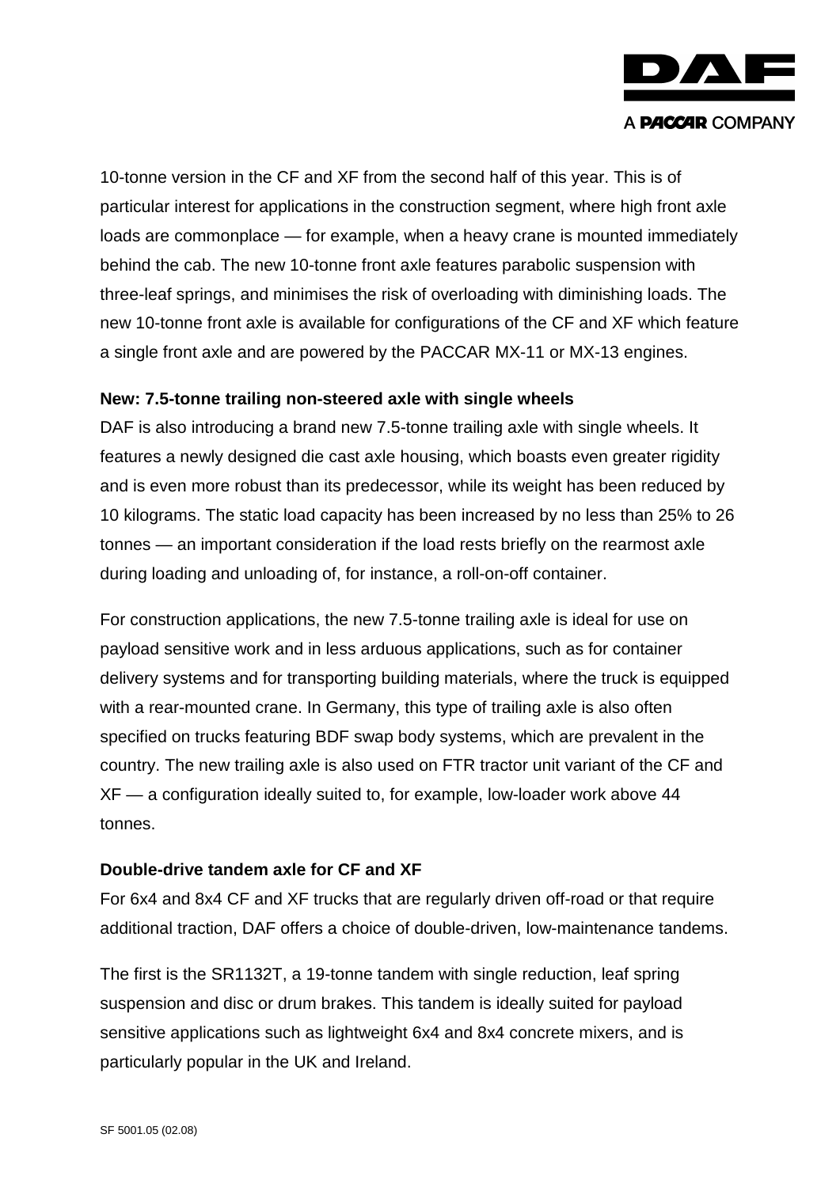10-tonne version in the CF and XF from the second half of this year. This is of particular interest for applications in the construction segment, where high front axle loads are commonplace — for example, when a heavy crane is mounted immediately behind the cab. The new 10-tonne front axle features parabolic suspension with three-leaf springs, and minimises the risk of overloading with diminishing loads. The new 10-tonne front axle is available for configurations of the CF and XF which feature a single front axle and are powered by the PACCAR MX-11 or MX-13 engines.

**New: 7.5-tonne trailing non-steered axle with single wheels**

DAF is also introducing a brand new 7.5-tonne trailing axle with single wheels. It features a newly designed die cast axle housing, which boasts even greater rigidity and is even more robust than its predecessor, while its weight has been reduced by 10 kilograms. The static load capacity has been increased by no less than 25% to 26 tonnes — an important consideration if the load rests briefly on the rearmost axle during loading and unloading of, for instance, a roll-on-off container.

For construction applications, the new 7.5-tonne trailing axle is ideal for use on payload sensitive work and in less arduous applications, such as for container delivery systems and for transporting building materials, where the truck is equipped with a rear-mounted crane. In Germany, this type of trailing axle is also often specified on trucks featuring BDF swap body systems, which are prevalent in the country. The new trailing axle is also used on FTR tractor unit variant of the CF and XF — a configuration ideally suited to, for example, low-loader work above 44 tonnes.

**Double-drive tandem axle for CF and XF**

For 6x4 and 8x4 CF and XF trucks that are regularly driven off-road or that require additional traction, DAF offers a choice of double-driven, low-maintenance tandems.

The first is the SR1132T, a 19-tonne tandem with single reduction, leaf spring suspension and disc or drum brakes. This tandem is ideally suited for payload sensitive applications such as lightweight 6x4 and 8x4 concrete mixers, and is particularly popular in the UK and Ireland.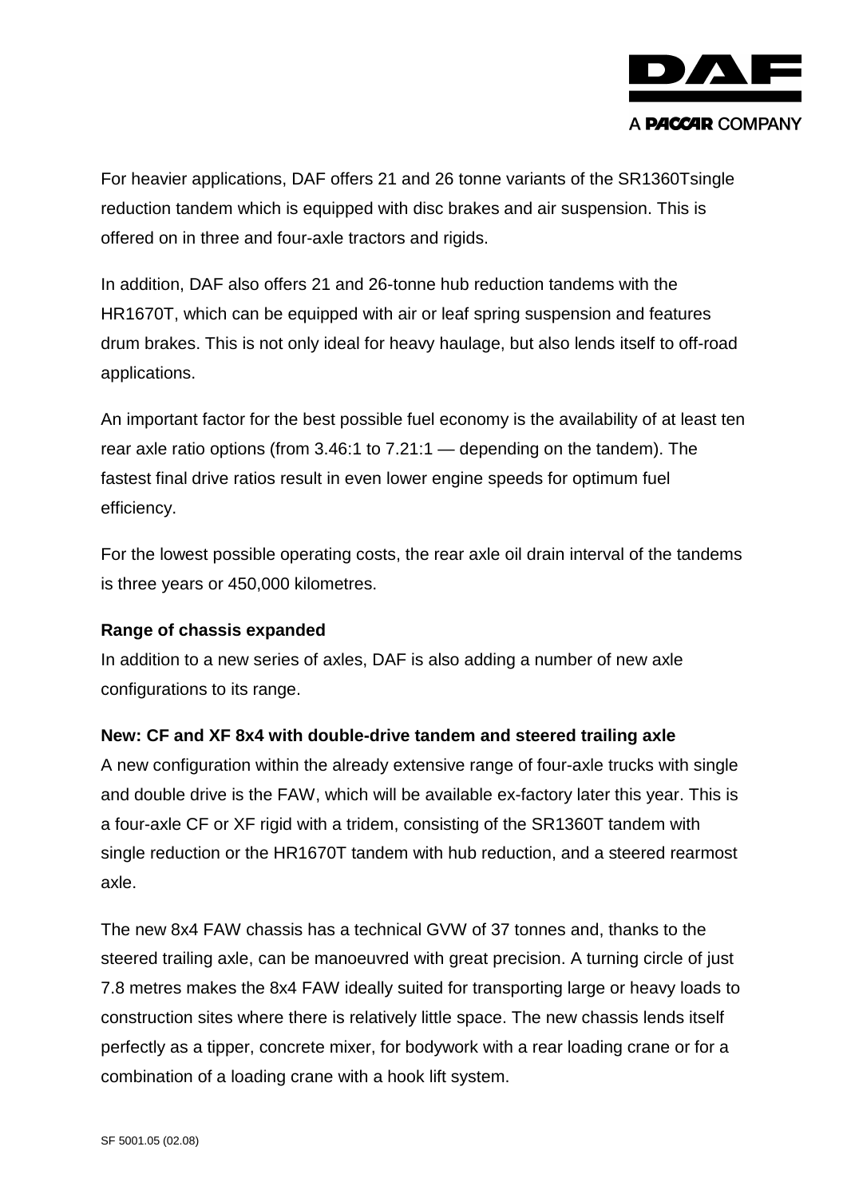For heavier applications, DAF offers 21 and 26 tonne variants of the SR1360Tsingle reduction tandem which is equipped with disc brakes and air suspension. This is offered on in three and four-axle tractors and rigids.

In addition, DAF also offers 21 and 26-tonne hub reduction tandems with the HR1670T, which can be equipped with air or leaf spring suspension and features drum brakes. This is not only ideal for heavy haulage, but also lends itself to off-road applications.

An important factor for the best possible fuel economy is the availability of at least ten rear axle ratio options (from 3.46:1 to 7.21:1 — depending on the tandem). The fastest final drive ratios result in even lower engine speeds for optimum fuel efficiency.

For the lowest possible operating costs, the rear axle oil drain interval of the tandems is three years or 450,000 kilometres.

**Range of chassis expanded**

In addition to a new series of axles, DAF is also adding a number of new axle configurations to its range.

**New: CF and XF 8x4 with double-drive tandem and steered trailing axle**

A new configuration within the already extensive range of four-axle trucks with single and double drive is the FAW, which will be available ex-factory later this year. This is a four-axle CF or XF rigid with a tridem, consisting of the SR1360T tandem with single reduction or the HR1670T tandem with hub reduction, and a steered rearmost axle.

The new 8x4 FAW chassis has a technical GVW of 37 tonnes and, thanks to the steered trailing axle, can be manoeuvred with great precision. A turning circle of just 7.8 metres makes the 8x4 FAW ideally suited for transporting large or heavy loads to construction sites where there is relatively little space. The new chassis lends itself perfectly as a tipper, concrete mixer, for bodywork with a rear loading crane or for a combination of a loading crane with a hook lift system.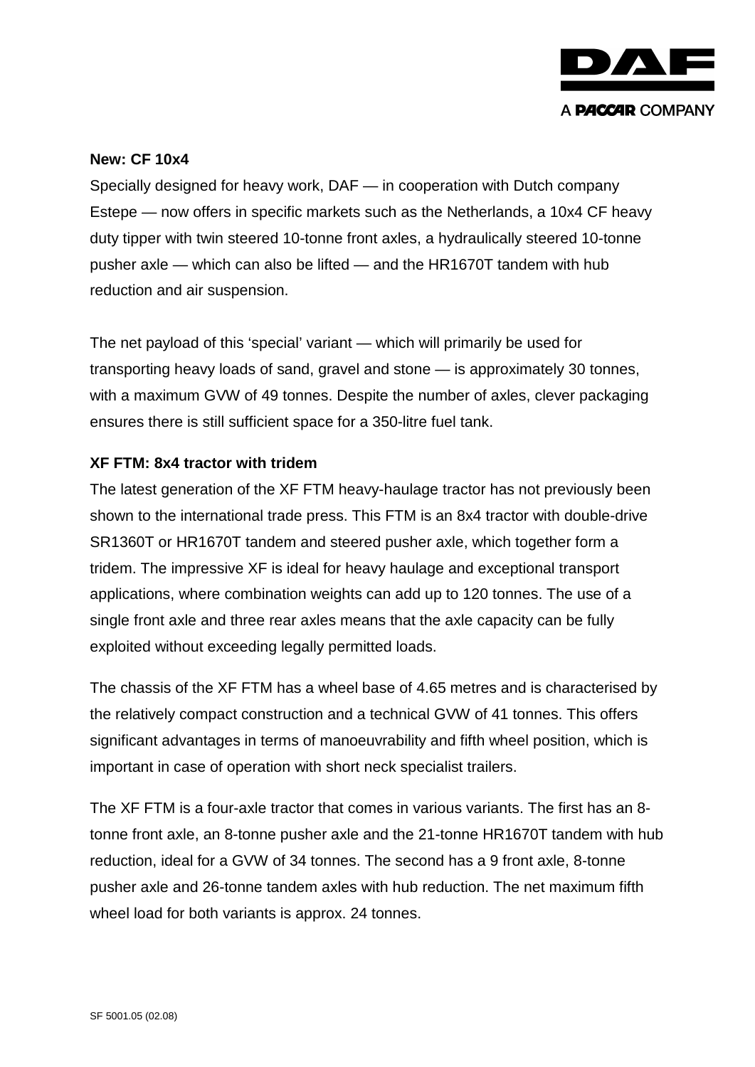**New: CF 10x4**

Specially designed for heavy work, DAF — in cooperation with Dutch company Estepe — now offers in specific markets such as the Netherlands, a 10x4 CF heavy duty tipper with twin steered 10-tonne front axles, a hydraulically steered 10-tonne pusher axle — which can also be lifted — and the HR1670T tandem with hub reduction and air suspension.

The net payload of this 'special' variant — which will primarily be used for transporting heavy loads of sand, gravel and stone — is approximately 30 tonnes, with a maximum GVW of 49 tonnes. Despite the number of axles, clever packaging ensures there is still sufficient space for a 350-litre fuel tank.

**XF FTM: 8x4 tractor with tridem**

The latest generation of the XF FTM heavy-haulage tractor has not previously been shown to the international trade press. This FTM is an 8x4 tractor with double-drive SR1360T or HR1670T tandem and steered pusher axle, which together form a tridem. The impressive XF is ideal for heavy haulage and exceptional transport applications, where combination weights can add up to 120 tonnes. The use of a single front axle and three rear axles means that the axle capacity can be fully exploited without exceeding legally permitted loads.

The chassis of the XF FTM has a wheel base of 4.65 metres and is characterised by the relatively compact construction and a technical GVW of 41 tonnes. This offers significant advantages in terms of manoeuvrability and fifth wheel position, which is important in case of operation with short neck specialist trailers.

The XF FTM is a four-axle tractor that comes in various variants. The first has an 8-tonne front axle, an 8-tonne pusher axle and the 21-tonne HR1670T tandem with hub reduction, ideal for a GVW of 34 tonnes. The second has a 9 front axle, 8-tonne pusher axle and 26-tonne tandem axles with hub reduction. The net maximum fifth wheel load for both variants is approx. 24 tonnes.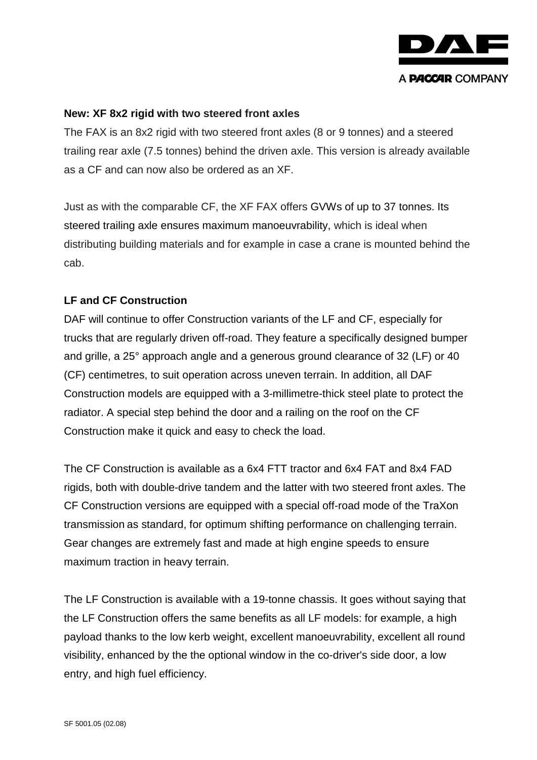**New: XF 8x2 rigid with two steered front axles**

The FAX is an 8x2 rigid with two steered front axles (8 or 9 tonnes) and a steered trailing rear axle (7.5 tonnes) behind the driven axle. This version is already available as a CF and can now also be ordered as an XF.

Just as with the comparable CF, the XF FAX offers GVWs of up to 37 tonnes. Its steered trailing axle ensures maximum manoeuvrability, which is ideal when distributing building materials and for example in case a crane is mounted behind the cab.

**LF and CF Construction**

DAF will continue to offer Construction variants of the LF and CF, especially for trucks that are regularly driven off-road. They feature a specifically designed bumper and grille, a 25° approach angle and a generous ground clearance of 32 (LF) or 40 (CF) centimetres, to suit operation across uneven terrain. In addition, all DAF Construction models are equipped with a 3-millimetre-thick steel plate to protect the radiator. A special step behind the door and a railing on the roof on the CF Construction make it quick and easy to check the load.

The CF Construction is available as a 6x4 FTT tractor and 6x4 FAT and 8x4 FAD rigids, both with double-drive tandem and the latter with two steered front axles. The CF Construction versions are equipped with a special off-road mode of the TraXon transmission as standard, for optimum shifting performance on challenging terrain. Gear changes are extremely fast and made at high engine speeds to ensure maximum traction in heavy terrain.

The LF Construction is available with a 19-tonne chassis. It goes without saying that the LF Construction offers the same benefits as all LF models: for example, a high payload thanks to the low kerb weight, excellent manoeuvrability, excellent all round visibility, enhanced by the the optional window in the co-driver's side door, a low entry, and high fuel efficiency.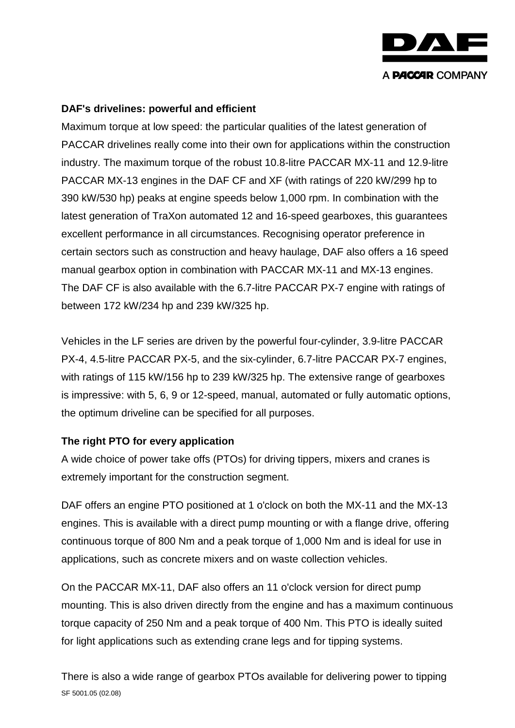**DAF's drivelines: powerful and efficient**

Maximum torque at low speed: the particular qualities of the latest generation of PACCAR drivelines really come into their own for applications within the construction industry. The maximum torque of the robust 10.8-litre PACCAR MX-11 and 12.9-litre PACCAR MX-13 engines in the DAF CF and XF (with ratings of 220 kW/299 hp to 390 kW/530 hp) peaks at engine speeds below 1,000 rpm. In combination with the latest generation of TraXon automated 12 and 16-speed gearboxes, this guarantees excellent performance in all circumstances. Recognising operator preference in certain sectors such as construction and heavy haulage, DAF also offers a 16 speed manual gearbox option in combination with PACCAR MX-11 and MX-13 engines. The DAF CF is also available with the 6.7-litre PACCAR PX-7 engine with ratings of between 172 kW/234 hp and 239 kW/325 hp.

Vehicles in the LF series are driven by the powerful four-cylinder, 3.9-litre PACCAR PX-4, 4.5-litre PACCAR PX-5, and the six-cylinder, 6.7-litre PACCAR PX-7 engines, with ratings of 115 kW/156 hp to 239 kW/325 hp. The extensive range of gearboxes is impressive: with 5, 6, 9 or 12-speed, manual, automated or fully automatic options, the optimum driveline can be specified for all purposes.

**The right PTO for every application**

A wide choice of power take offs (PTOs) for driving tippers, mixers and cranes is extremely important for the construction segment.

DAF offers an engine PTO positioned at 1 o'clock on both the MX-11 and the MX-13 engines. This is available with a direct pump mounting or with a flange drive, offering continuous torque of 800 Nm and a peak torque of 1,000 Nm and is ideal for use in applications, such as concrete mixers and on waste collection vehicles.

On the PACCAR MX-11, DAF also offers an 11 o'clock version for direct pump mounting. This is also driven directly from the engine and has a maximum continuous torque capacity of 250 Nm and a peak torque of 400 Nm. This PTO is ideally suited for light applications such as extending crane legs and for tipping systems.

There is also a wide range of gearbox PTOs available for delivering power to tipping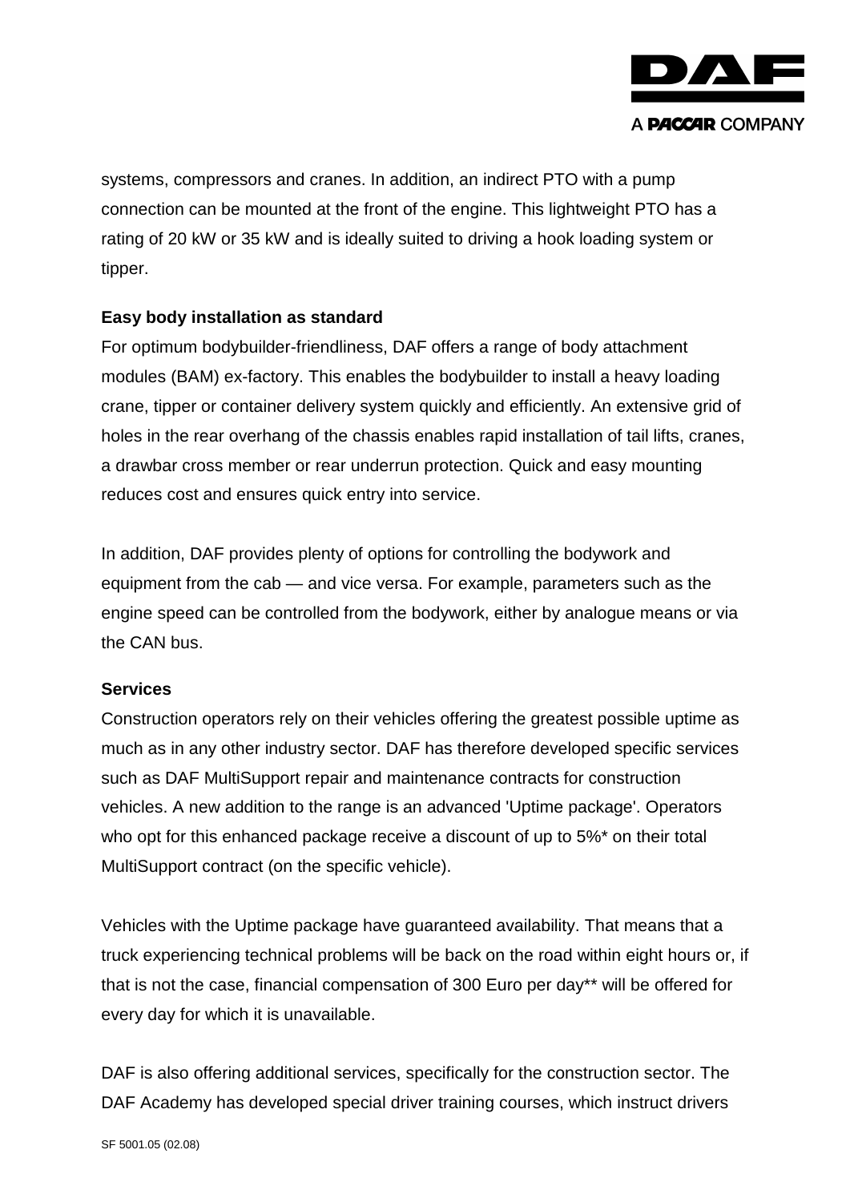systems, compressors and cranes. In addition, an indirect PTO with a pump connection can be mounted at the front of the engine. This lightweight PTO has a rating of 20 kW or 35 kW and is ideally suited to driving a hook loading system or tipper.

**Easy body installation as standard**

For optimum bodybuilder-friendliness, DAF offers a range of body attachment modules (BAM) ex-factory. This enables the bodybuilder to install a heavy loading crane, tipper or container delivery system quickly and efficiently. An extensive grid of holes in the rear overhang of the chassis enables rapid installation of tail lifts, cranes, a drawbar cross member or rear underrun protection. Quick and easy mounting reduces cost and ensures quick entry into service.

In addition, DAF provides plenty of options for controlling the bodywork and equipment from the cab — and vice versa. For example, parameters such as the engine speed can be controlled from the bodywork, either by analogue means or via the CAN bus.

**Services**

Construction operators rely on their vehicles offering the greatest possible uptime as much as in any other industry sector. DAF has therefore developed specific services such as DAF MultiSupport repair and maintenance contracts for construction vehicles. A new addition to the range is an advanced 'Uptime package'. Operators who opt for this enhanced package receive a discount of up to 5%* on their total MultiSupport contract (on the specific vehicle).

Vehicles with the Uptime package have guaranteed availability. That means that a truck experiencing technical problems will be back on the road within eight hours or, if that is not the case, financial compensation of 300 Euro per day** will be offered for every day for which it is unavailable.

DAF is also offering additional services, specifically for the construction sector. The DAF Academy has developed special driver training courses, which instruct drivers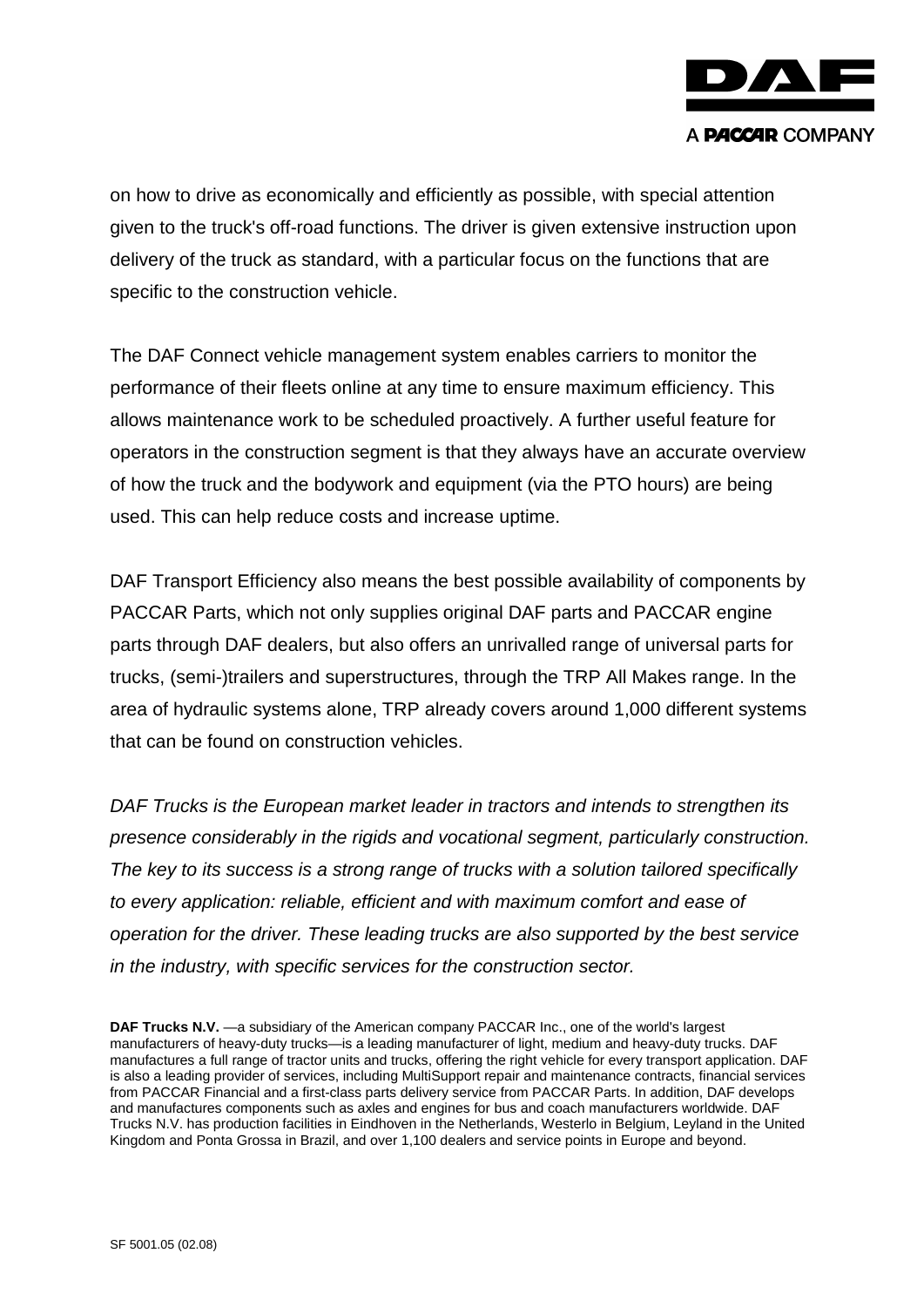on how to drive as economically and efficiently as possible, with special attention given to the truck's off-road functions. The driver is given extensive instruction upon delivery of the truck as standard, with a particular focus on the functions that are specific to the construction vehicle.

The DAF Connect vehicle management system enables carriers to monitor the performance of their fleets online at any time to ensure maximum efficiency. This allows maintenance work to be scheduled proactively. A further useful feature for operators in the construction segment is that they always have an accurate overview of how the truck and the bodywork and equipment (via the PTO hours) are being used. This can help reduce costs and increase uptime.

DAF Transport Efficiency also means the best possible availability of components by PACCAR Parts, which not only supplies original DAF parts and PACCAR engine parts through DAF dealers, but also offers an unrivalled range of universal parts for trucks, (semi-)trailers and superstructures, through the TRP All Makes range. In the area of hydraulic systems alone, TRP already covers around 1,000 different systems that can be found on construction vehicles.

*DAF Trucks is the European market leader in tractors and intends to strengthen its presence considerably in the rigids and vocational segment, particularly construction. The key to its success is a strong range of trucks with a solution tailored specifically to every application: reliable, efficient and with maximum comfort and ease of operation for the driver. These leading trucks are also supported by the best service in the industry, with specific services for the construction sector.*

**DAF Trucks N.V.** —a subsidiary of the American company PACCAR Inc., one of the world's largest manufacturers of heavy-duty trucks—is a leading manufacturer of light, medium and heavy-duty trucks. DAF manufactures a full range of tractor units and trucks, offering the right vehicle for every transport application. DAF is also a leading provider of services, including MultiSupport repair and maintenance contracts, financial services from PACCAR Financial and a first-class parts delivery service from PACCAR Parts. In addition, DAF develops and manufactures components such as axles and engines for bus and coach manufacturers worldwide. DAF Trucks N.V. has production facilities in Eindhoven in the Netherlands, Westerlo in Belgium, Leyland in the United Kingdom and Ponta Grossa in Brazil, and over 1,100 dealers and service points in Europe and beyond.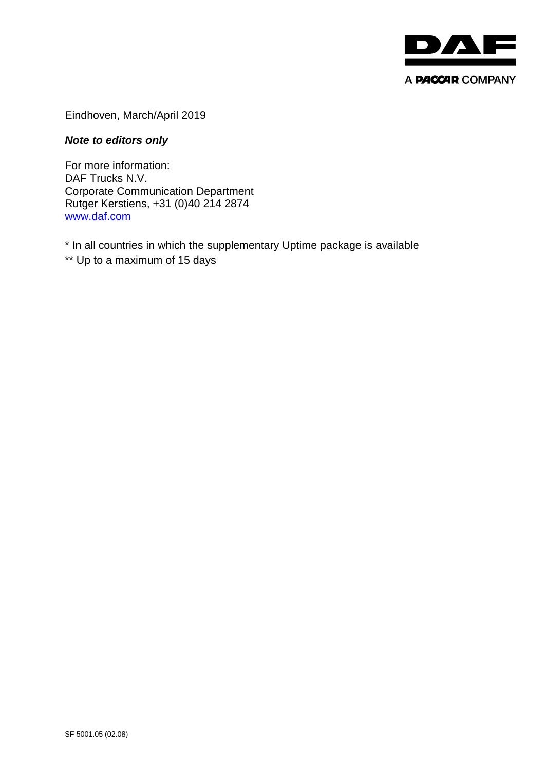Eindhoven, March/April 2019

***Note to editors only***

For more information:
DAF Trucks N.V.
Corporate Communication Department
Rutger Kerstiens, +31 (0)40 214 2874
www.daf.com

* In all countries in which the supplementary Uptime package is available

** Up to a maximum of 15 days

SF 5001.05 (02.08)